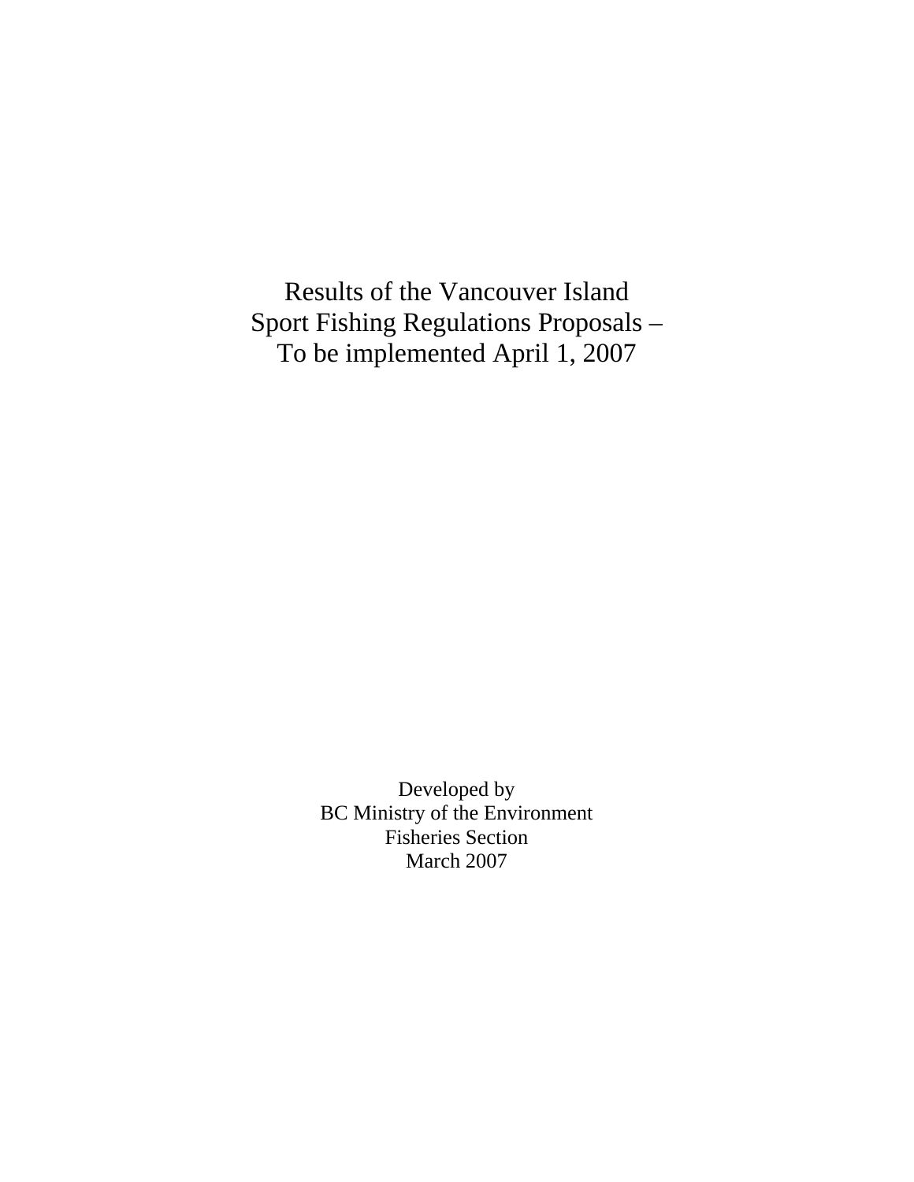# Results of the Vancouver Island Sport Fishing Regulations Proposals – To be implemented April 1, 2007

Developed by
BC Ministry of the Environment
Fisheries Section
March 2007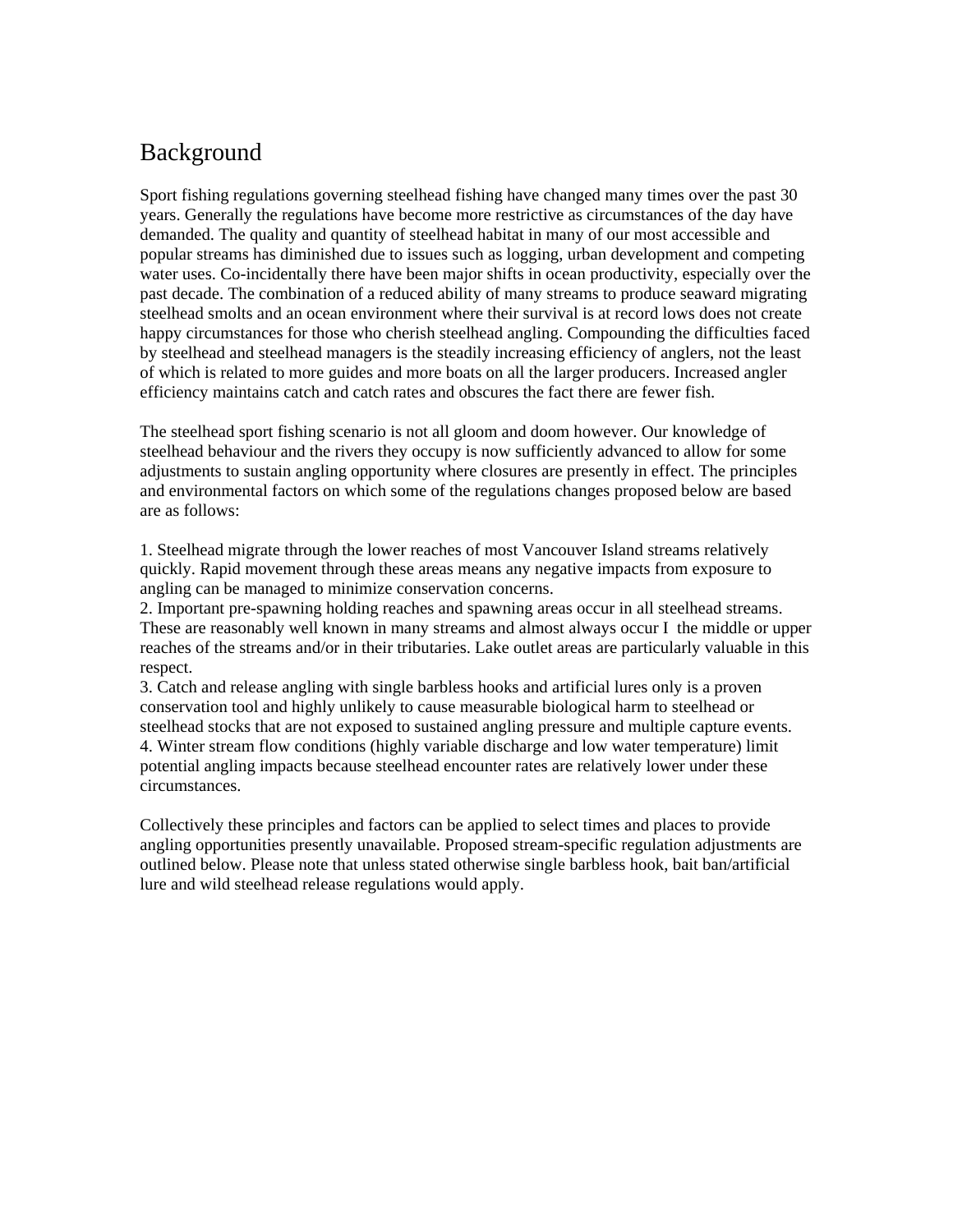# Background

Sport fishing regulations governing steelhead fishing have changed many times over the past 30 years. Generally the regulations have become more restrictive as circumstances of the day have demanded. The quality and quantity of steelhead habitat in many of our most accessible and popular streams has diminished due to issues such as logging, urban development and competing water uses. Co-incidentally there have been major shifts in ocean productivity, especially over the past decade. The combination of a reduced ability of many streams to produce seaward migrating steelhead smolts and an ocean environment where their survival is at record lows does not create happy circumstances for those who cherish steelhead angling. Compounding the difficulties faced by steelhead and steelhead managers is the steadily increasing efficiency of anglers, not the least of which is related to more guides and more boats on all the larger producers. Increased angler efficiency maintains catch and catch rates and obscures the fact there are fewer fish.

The steelhead sport fishing scenario is not all gloom and doom however. Our knowledge of steelhead behaviour and the rivers they occupy is now sufficiently advanced to allow for some adjustments to sustain angling opportunity where closures are presently in effect. The principles and environmental factors on which some of the regulations changes proposed below are based are as follows:

1. Steelhead migrate through the lower reaches of most Vancouver Island streams relatively quickly. Rapid movement through these areas means any negative impacts from exposure to angling can be managed to minimize conservation concerns.
2. Important pre-spawning holding reaches and spawning areas occur in all steelhead streams. These are reasonably well known in many streams and almost always occur I the middle or upper reaches of the streams and/or in their tributaries. Lake outlet areas are particularly valuable in this respect.
3. Catch and release angling with single barbless hooks and artificial lures only is a proven conservation tool and highly unlikely to cause measurable biological harm to steelhead or steelhead stocks that are not exposed to sustained angling pressure and multiple capture events.
4. Winter stream flow conditions (highly variable discharge and low water temperature) limit potential angling impacts because steelhead encounter rates are relatively lower under these circumstances.

Collectively these principles and factors can be applied to select times and places to provide angling opportunities presently unavailable. Proposed stream-specific regulation adjustments are outlined below. Please note that unless stated otherwise single barbless hook, bait ban/artificial lure and wild steelhead release regulations would apply.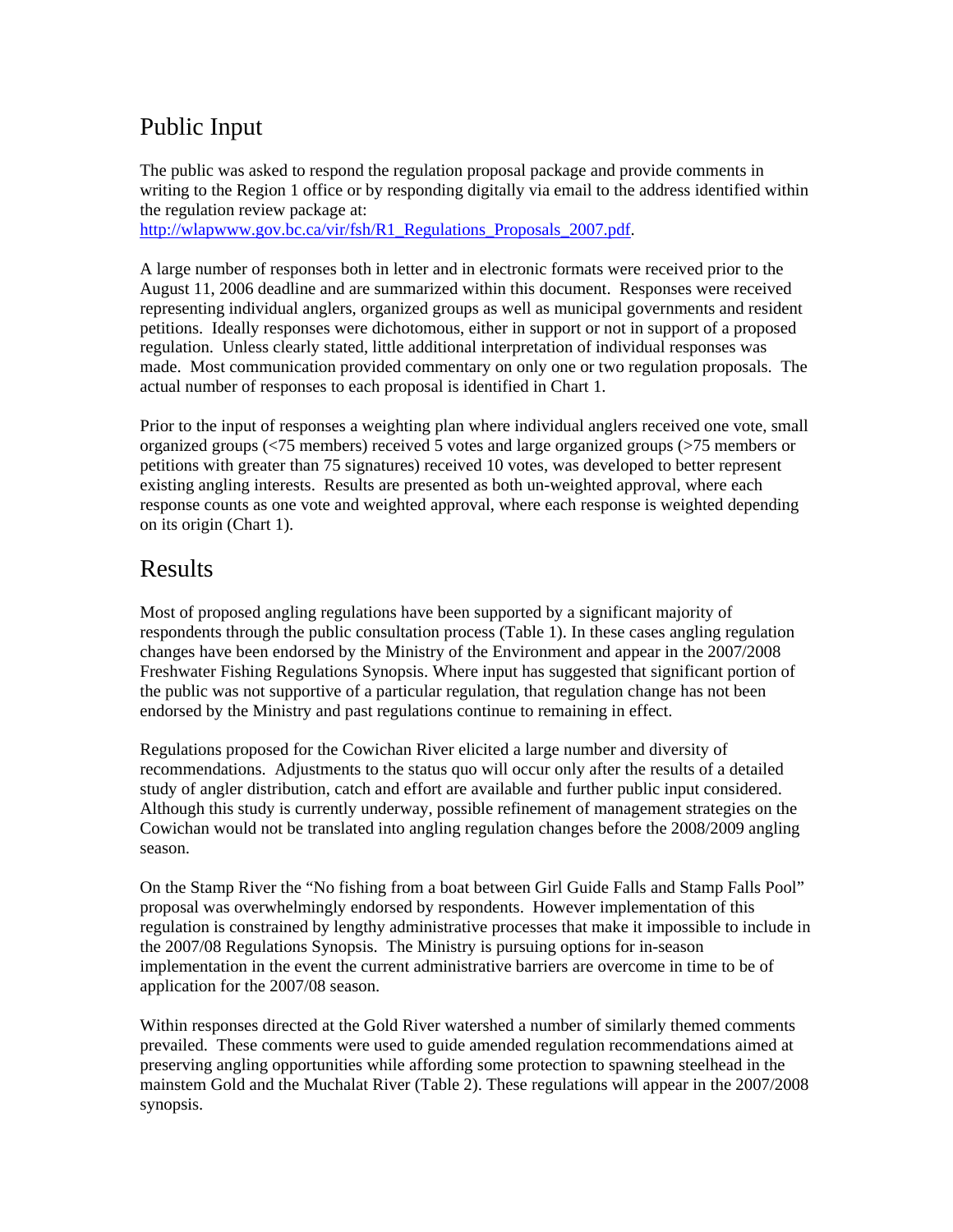## Public Input

The public was asked to respond the regulation proposal package and provide comments in writing to the Region 1 office or by responding digitally via email to the address identified within the regulation review package at:
http://wlapwww.gov.bc.ca/vir/fsh/R1_Regulations_Proposals_2007.pdf.

A large number of responses both in letter and in electronic formats were received prior to the August 11, 2006 deadline and are summarized within this document. Responses were received representing individual anglers, organized groups as well as municipal governments and resident petitions. Ideally responses were dichotomous, either in support or not in support of a proposed regulation. Unless clearly stated, little additional interpretation of individual responses was made. Most communication provided commentary on only one or two regulation proposals. The actual number of responses to each proposal is identified in Chart 1.

Prior to the input of responses a weighting plan where individual anglers received one vote, small organized groups (<75 members) received 5 votes and large organized groups (>75 members or petitions with greater than 75 signatures) received 10 votes, was developed to better represent existing angling interests. Results are presented as both un-weighted approval, where each response counts as one vote and weighted approval, where each response is weighted depending on its origin (Chart 1).

## Results

Most of proposed angling regulations have been supported by a significant majority of respondents through the public consultation process (Table 1). In these cases angling regulation changes have been endorsed by the Ministry of the Environment and appear in the 2007/2008 Freshwater Fishing Regulations Synopsis. Where input has suggested that significant portion of the public was not supportive of a particular regulation, that regulation change has not been endorsed by the Ministry and past regulations continue to remaining in effect.

Regulations proposed for the Cowichan River elicited a large number and diversity of recommendations. Adjustments to the status quo will occur only after the results of a detailed study of angler distribution, catch and effort are available and further public input considered. Although this study is currently underway, possible refinement of management strategies on the Cowichan would not be translated into angling regulation changes before the 2008/2009 angling season.

On the Stamp River the "No fishing from a boat between Girl Guide Falls and Stamp Falls Pool" proposal was overwhelmingly endorsed by respondents. However implementation of this regulation is constrained by lengthy administrative processes that make it impossible to include in the 2007/08 Regulations Synopsis. The Ministry is pursuing options for in-season implementation in the event the current administrative barriers are overcome in time to be of application for the 2007/08 season.

Within responses directed at the Gold River watershed a number of similarly themed comments prevailed. These comments were used to guide amended regulation recommendations aimed at preserving angling opportunities while affording some protection to spawning steelhead in the mainstem Gold and the Muchalat River (Table 2). These regulations will appear in the 2007/2008 synopsis.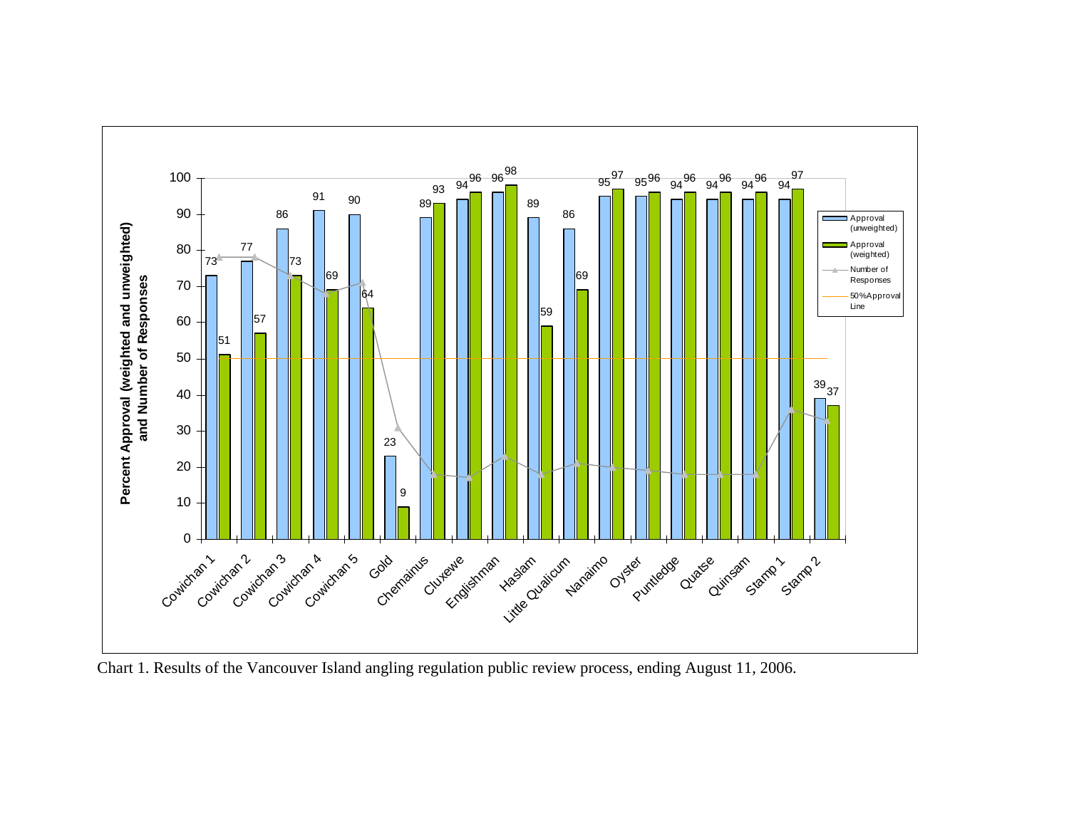| Location | Approval (unweighted) | Approval (weighted) |
|---|---|---|
| Cowichan 1 | 73 | 51 |
| Cowichan 2 | 77 | 57 |
| Cowichan 3 | 86 | 73 |
| Cowichan 4 | 91 | 69 |
| Cowichan 5 | 90 | 64 |
| Gold | 23 | 9 |
| Chemainus | 89 | 93 |
| Cluxewe | 94 | 96 |
| Englishman | 96 | 98 |
| Haslam | 89 | 59 |
| Little Qualicum | 86 | 69 |
| Nanaimo | 95 | 97 |
| Oyster | 95 | 96 |
| Puntledge | 94 | 96 |
| Quatse | 94 | 96 |
| Quinsam | 94 | 96 |
| Stamp 1 | 94 | 97 |
| Stamp 2 | 39 | 37 |

Y-axis: Percent Approval (weighted and unweighted) and Number of Responses

Legend: Approval (unweighted); Approval (weighted); Number of Responses; 50%Approval Line

Chart 1. Results of the Vancouver Island angling regulation public review process, ending August 11, 2006.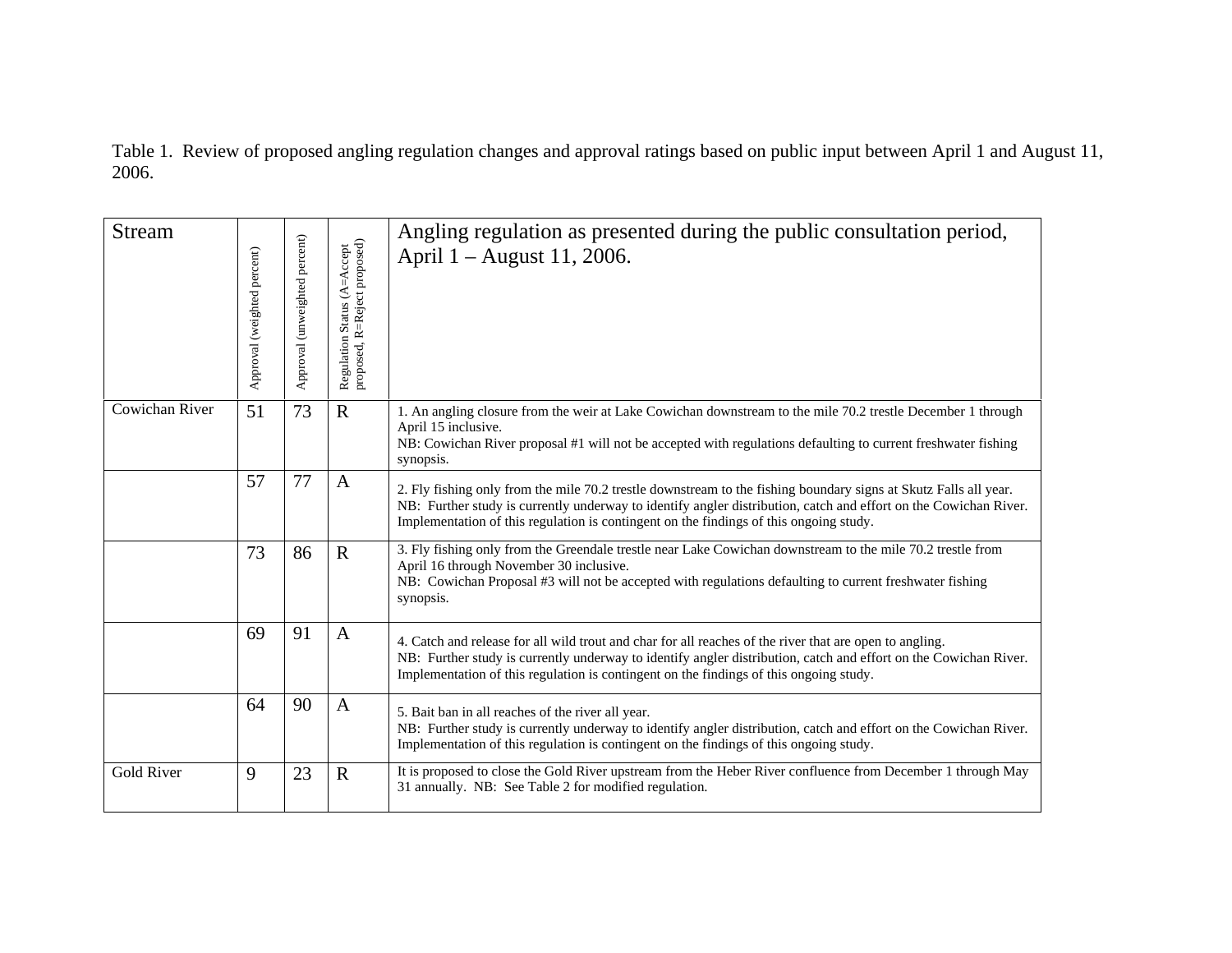Table 1. Review of proposed angling regulation changes and approval ratings based on public input between April 1 and August 11, 2006.

| Stream | Approval (weighted percent) | Approval (unweighted percent) | Regulation Status (A=Accept proposed, R=Reject proposed) | Angling regulation as presented during the public consultation period, April 1 – August 11, 2006. |
|---|---|---|---|---|
| Cowichan River | 51 | 73 | R | 1. An angling closure from the weir at Lake Cowichan downstream to the mile 70.2 trestle December 1 through April 15 inclusive. NB: Cowichan River proposal #1 will not be accepted with regulations defaulting to current freshwater fishing synopsis. |
| | 57 | 77 | A | 2. Fly fishing only from the mile 70.2 trestle downstream to the fishing boundary signs at Skutz Falls all year. NB: Further study is currently underway to identify angler distribution, catch and effort on the Cowichan River. Implementation of this regulation is contingent on the findings of this ongoing study. |
| | 73 | 86 | R | 3. Fly fishing only from the Greendale trestle near Lake Cowichan downstream to the mile 70.2 trestle from April 16 through November 30 inclusive. NB: Cowichan Proposal #3 will not be accepted with regulations defaulting to current freshwater fishing synopsis. |
| | 69 | 91 | A | 4. Catch and release for all wild trout and char for all reaches of the river that are open to angling. NB: Further study is currently underway to identify angler distribution, catch and effort on the Cowichan River. Implementation of this regulation is contingent on the findings of this ongoing study. |
| | 64 | 90 | A | 5. Bait ban in all reaches of the river all year. NB: Further study is currently underway to identify angler distribution, catch and effort on the Cowichan River. Implementation of this regulation is contingent on the findings of this ongoing study. |
| Gold River | 9 | 23 | R | It is proposed to close the Gold River upstream from the Heber River confluence from December 1 through May 31 annually. NB: See Table 2 for modified regulation. |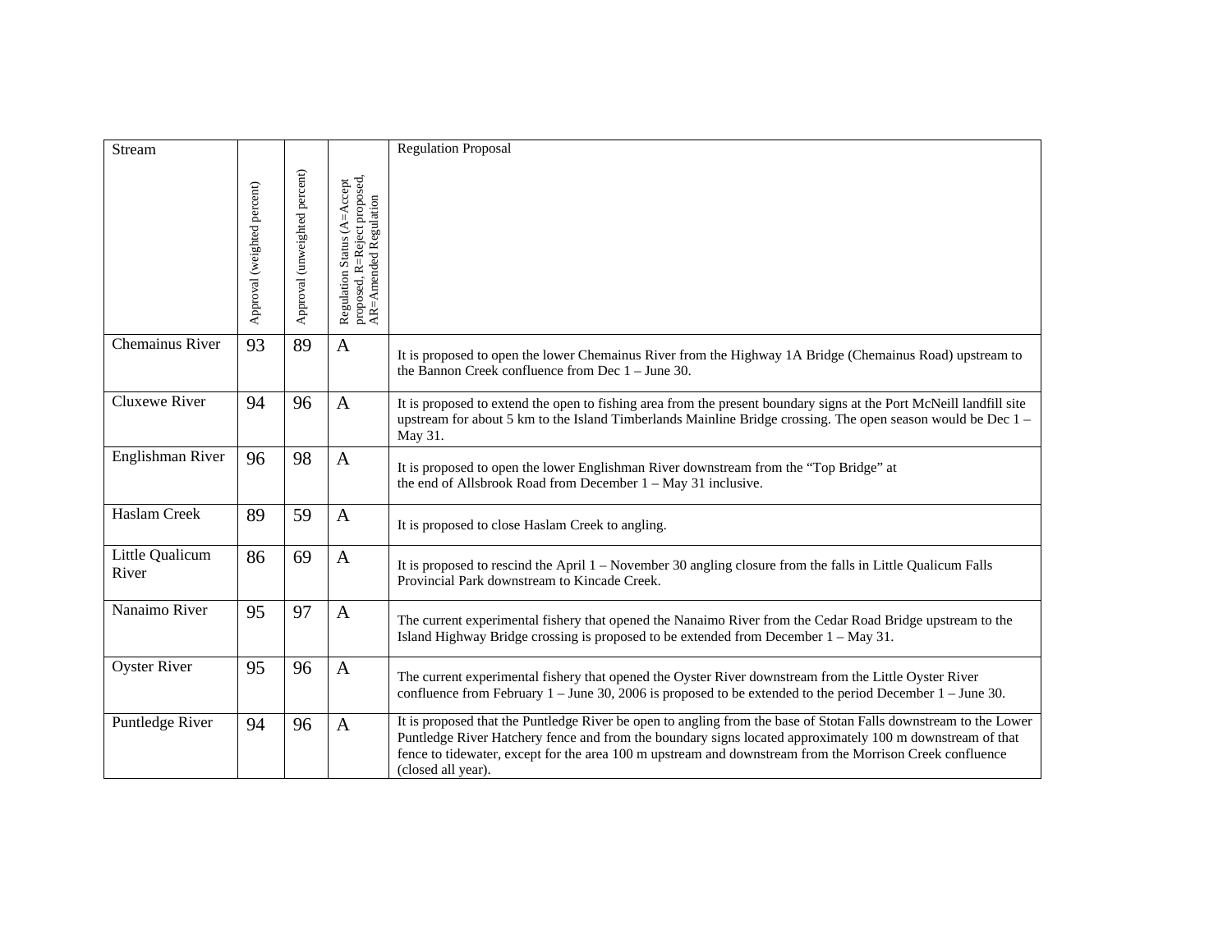| Stream | Approval (weighted percent) | Approval (unweighted percent) | Regulation Status (A=Accept proposed, R=Reject proposed, AR=Amended Regulation | Regulation Proposal |
|---|---|---|---|---|
| Chemainus River | 93 | 89 | A | It is proposed to open the lower Chemainus River from the Highway 1A Bridge (Chemainus Road) upstream to the Bannon Creek confluence from Dec 1 – June 30. |
| Cluxewe River | 94 | 96 | A | It is proposed to extend the open to fishing area from the present boundary signs at the Port McNeill landfill site upstream for about 5 km to the Island Timberlands Mainline Bridge crossing. The open season would be Dec 1 – May 31. |
| Englishman River | 96 | 98 | A | It is proposed to open the lower Englishman River downstream from the “Top Bridge” at the end of Allsbrook Road from December 1 – May 31 inclusive. |
| Haslam Creek | 89 | 59 | A | It is proposed to close Haslam Creek to angling. |
| Little Qualicum River | 86 | 69 | A | It is proposed to rescind the April 1 – November 30 angling closure from the falls in Little Qualicum Falls Provincial Park downstream to Kincade Creek. |
| Nanaimo River | 95 | 97 | A | The current experimental fishery that opened the Nanaimo River from the Cedar Road Bridge upstream to the Island Highway Bridge crossing is proposed to be extended from December 1 – May 31. |
| Oyster River | 95 | 96 | A | The current experimental fishery that opened the Oyster River downstream from the Little Oyster River confluence from February 1 – June 30, 2006 is proposed to be extended to the period December 1 – June 30. |
| Puntledge River | 94 | 96 | A | It is proposed that the Puntledge River be open to angling from the base of Stotan Falls downstream to the Lower Puntledge River Hatchery fence and from the boundary signs located approximately 100 m downstream of that fence to tidewater, except for the area 100 m upstream and downstream from the Morrison Creek confluence (closed all year). |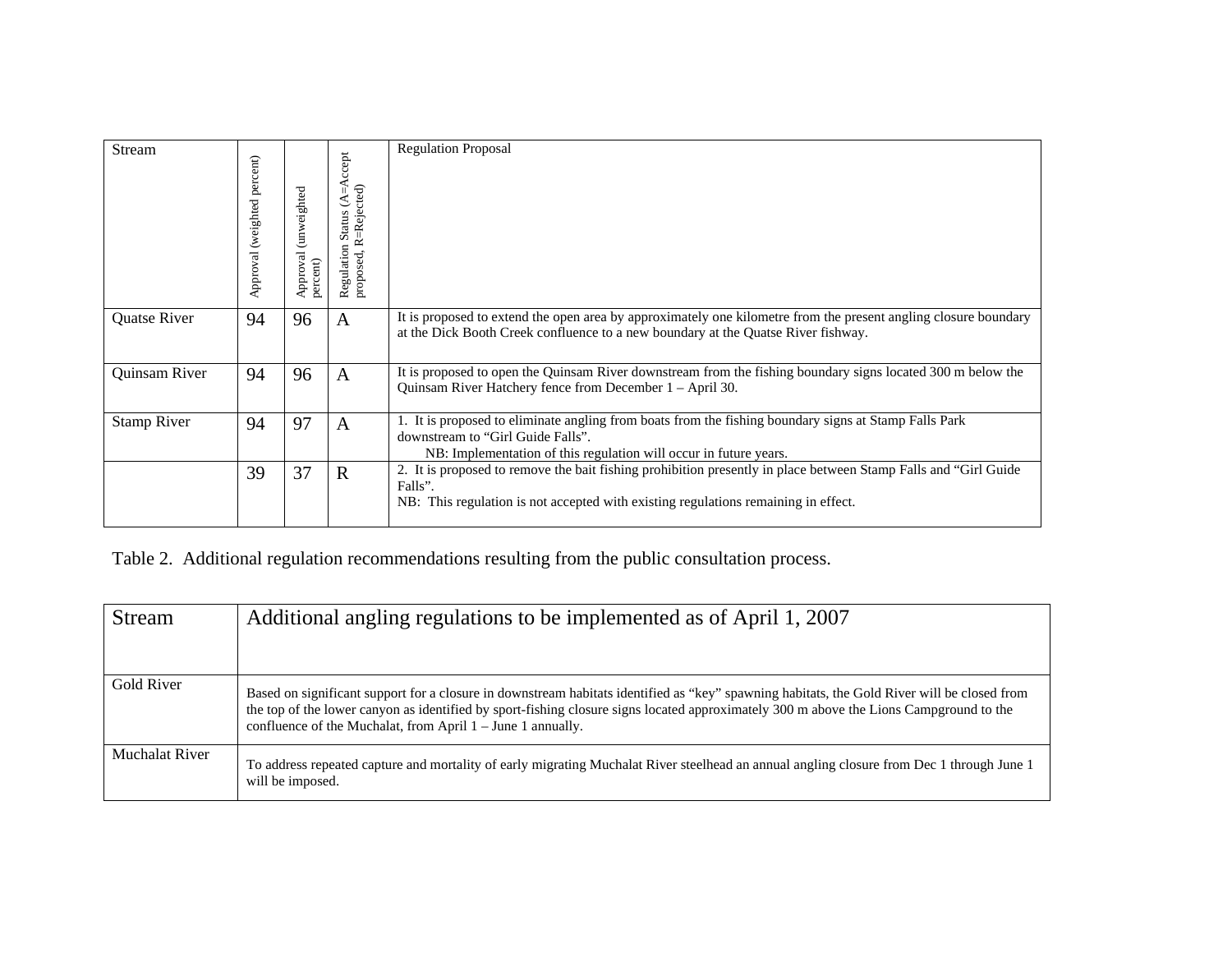| Stream | Approval (weighted percent) | Approval (unweighted percent) | Regulation Status (A=Accept proposed, R=Rejected) | Regulation Proposal |
|---|---|---|---|---|
| Quatse River | 94 | 96 | A | It is proposed to extend the open area by approximately one kilometre from the present angling closure boundary at the Dick Booth Creek confluence to a new boundary at the Quatse River fishway. |
| Quinsam River | 94 | 96 | A | It is proposed to open the Quinsam River downstream from the fishing boundary signs located 300 m below the Quinsam River Hatchery fence from December 1 – April 30. |
| Stamp River | 94 | 97 | A | 1. It is proposed to eliminate angling from boats from the fishing boundary signs at Stamp Falls Park downstream to "Girl Guide Falls". NB: Implementation of this regulation will occur in future years. |
| | 39 | 37 | R | 2. It is proposed to remove the bait fishing prohibition presently in place between Stamp Falls and "Girl Guide Falls". NB: This regulation is not accepted with existing regulations remaining in effect. |

Table 2. Additional regulation recommendations resulting from the public consultation process.

| Stream | Additional angling regulations to be implemented as of April 1, 2007 |
|---|---|
| Gold River | Based on significant support for a closure in downstream habitats identified as "key" spawning habitats, the Gold River will be closed from the top of the lower canyon as identified by sport-fishing closure signs located approximately 300 m above the Lions Campground to the confluence of the Muchalat, from April 1 – June 1 annually. |
| Muchalat River | To address repeated capture and mortality of early migrating Muchalat River steelhead an annual angling closure from Dec 1 through June 1 will be imposed. |